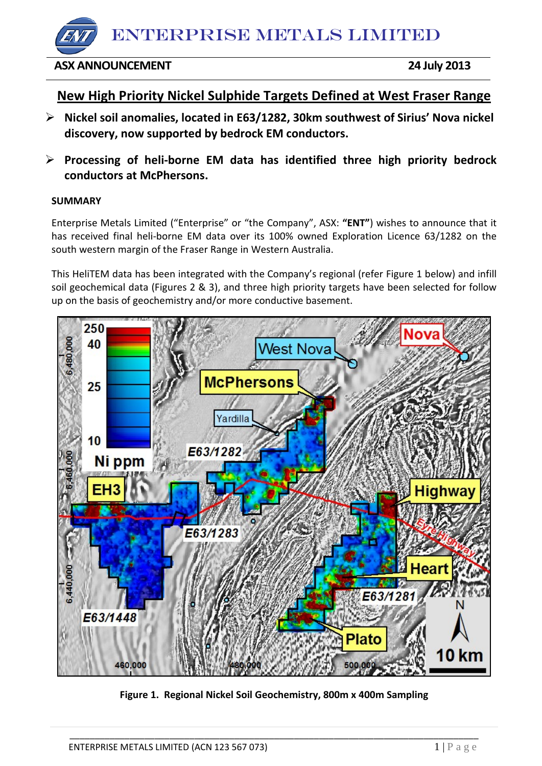# ENTERPRISE METALS LIMITED

**ASX ANNOUNCEMENT** **24 July 2013**

## New High Priority Nickel Sulphide Targets Defined at West Fraser Range

- **Nickel soil anomalies, located in E63/1282, 30km southwest of Sirius' Nova nickel discovery, now supported by bedrock EM conductors.**
- **Processing of heli-borne EM data has identified three high priority bedrock conductors at McPhersons.**

### SUMMARY

Enterprise Metals Limited ("Enterprise" or "the Company", ASX: **"ENT"**) wishes to announce that it has received final heli-borne EM data over its 100% owned Exploration Licence 63/1282 on the south western margin of the Fraser Range in Western Australia.

This HeliTEM data has been integrated with the Company's regional (refer Figure 1 below) and infill soil geochemical data (Figures 2 & 3), and three high priority targets have been selected for follow up on the basis of geochemistry and/or more conductive basement.

**Figure 1. Regional Nickel Soil Geochemistry, 800m x 400m Sampling**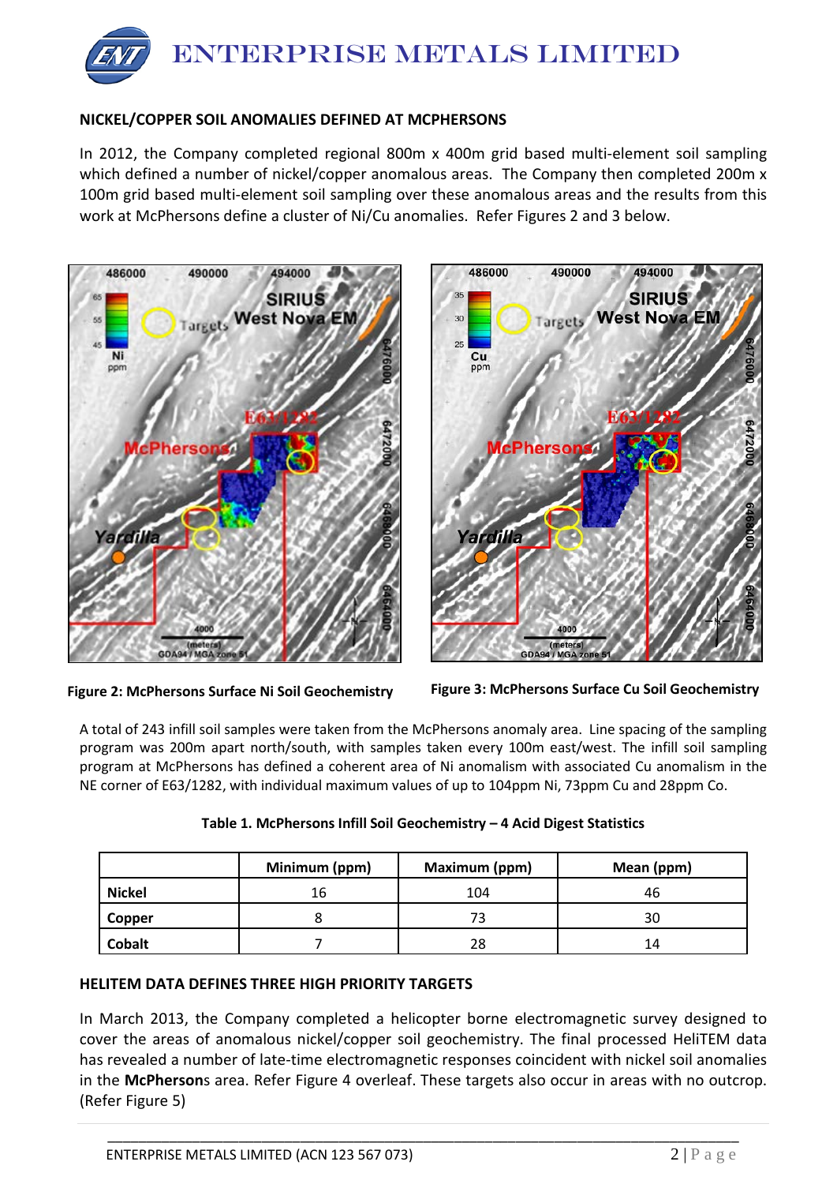## NICKEL/COPPER SOIL ANOMALIES DEFINED AT MCPHERSONS

In 2012, the Company completed regional 800m x 400m grid based multi-element soil sampling which defined a number of nickel/copper anomalous areas. The Company then completed 200m x 100m grid based multi-element soil sampling over these anomalous areas and the results from this work at McPhersons define a cluster of Ni/Cu anomalies. Refer Figures 2 and 3 below.

**Figure 2: McPhersons Surface Ni Soil Geochemistry**

**Figure 3: McPhersons Surface Cu Soil Geochemistry**

A total of 243 infill soil samples were taken from the McPhersons anomaly area. Line spacing of the sampling program was 200m apart north/south, with samples taken every 100m east/west. The infill soil sampling program at McPhersons has defined a coherent area of Ni anomalism with associated Cu anomalism in the NE corner of E63/1282, with individual maximum values of up to 104ppm Ni, 73ppm Cu and 28ppm Co.

**Table 1. McPhersons Infill Soil Geochemistry – 4 Acid Digest Statistics**

| | Minimum (ppm) | Maximum (ppm) | Mean (ppm) |
|---|---|---|---|
| **Nickel** | 16 | 104 | 46 |
| **Copper** | 8 | 73 | 30 |
| **Cobalt** | 7 | 28 | 14 |

## HELITEM DATA DEFINES THREE HIGH PRIORITY TARGETS

In March 2013, the Company completed a helicopter borne electromagnetic survey designed to cover the areas of anomalous nickel/copper soil geochemistry. The final processed HeliTEM data has revealed a number of late-time electromagnetic responses coincident with nickel soil anomalies in the **McPherson**s area. Refer Figure 4 overleaf. These targets also occur in areas with no outcrop. (Refer Figure 5)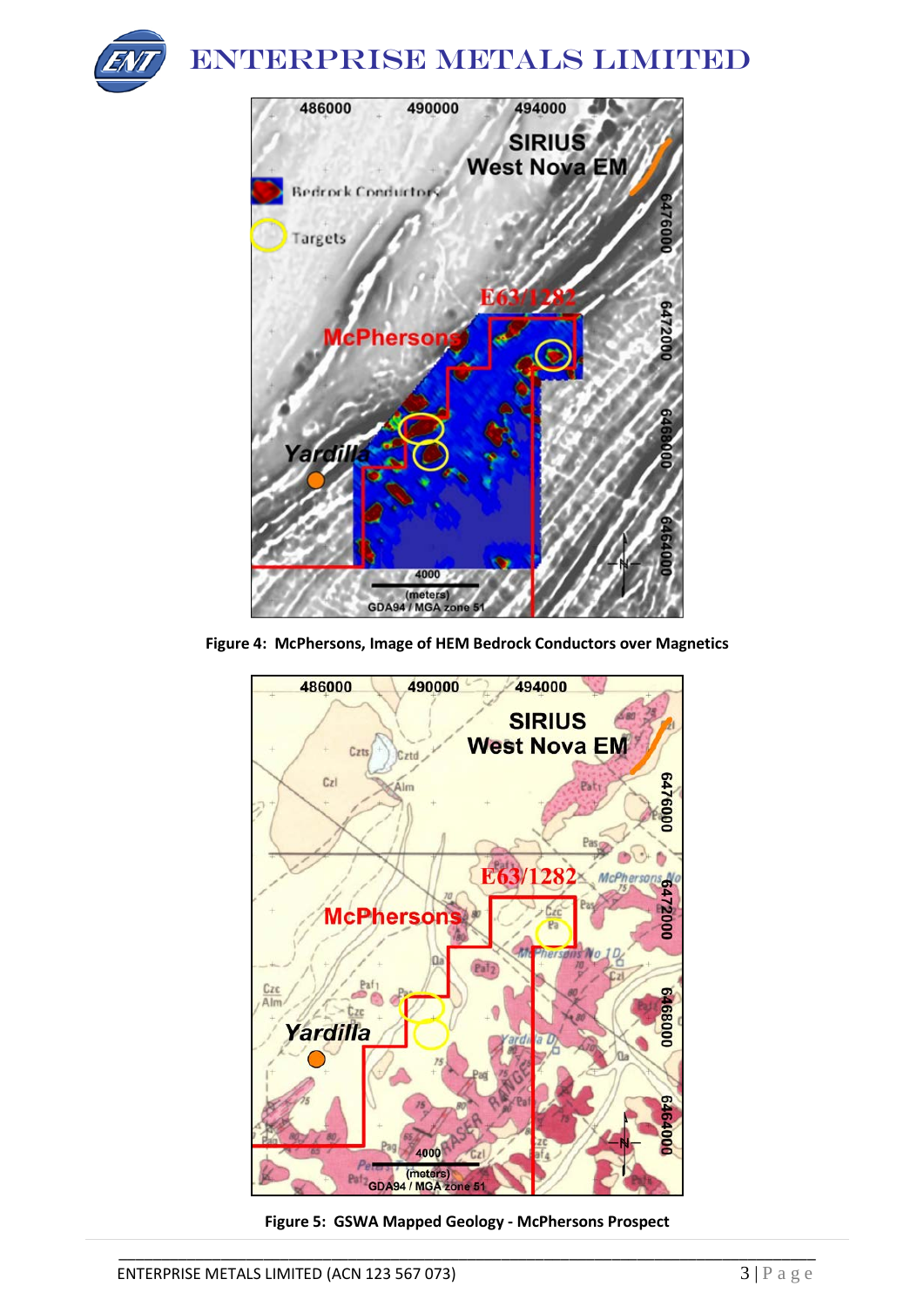**Figure 4: McPhersons, Image of HEM Bedrock Conductors over Magnetics**

**Figure 5: GSWA Mapped Geology - McPhersons Prospect**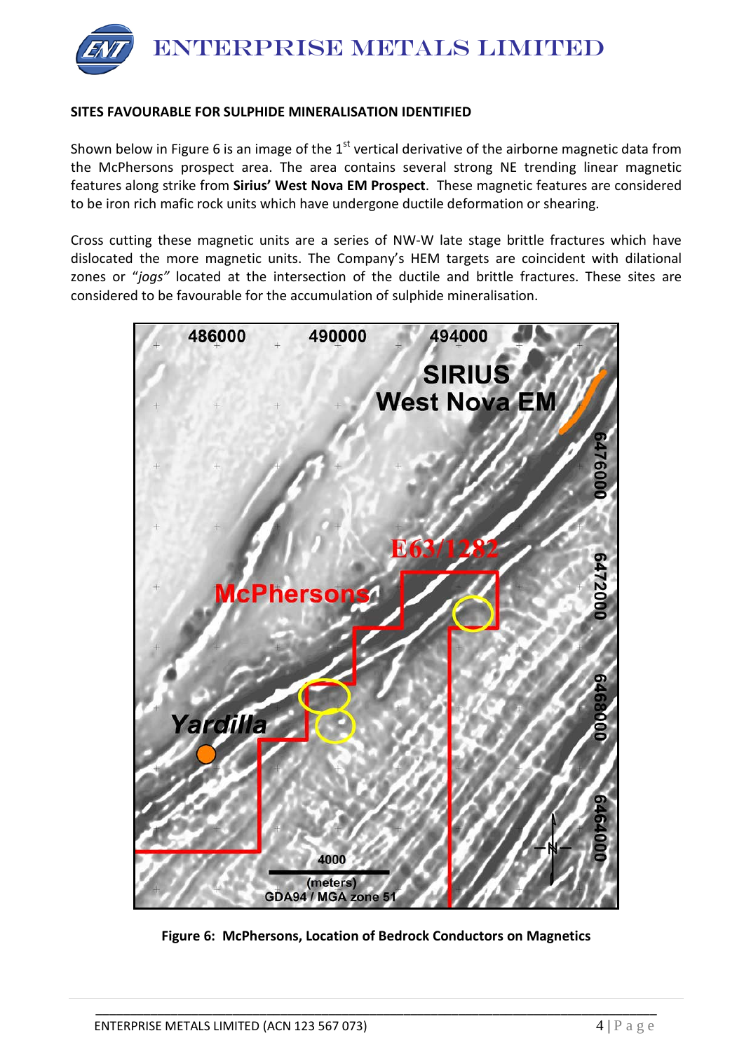**SITES FAVOURABLE FOR SULPHIDE MINERALISATION IDENTIFIED**

Shown below in Figure 6 is an image of the 1st vertical derivative of the airborne magnetic data from the McPhersons prospect area. The area contains several strong NE trending linear magnetic features along strike from **Sirius' West Nova EM Prospect**. These magnetic features are considered to be iron rich mafic rock units which have undergone ductile deformation or shearing.

Cross cutting these magnetic units are a series of NW-W late stage brittle fractures which have dislocated the more magnetic units. The Company's HEM targets are coincident with dilational zones or "*jogs"* located at the intersection of the ductile and brittle fractures. These sites are considered to be favourable for the accumulation of sulphide mineralisation.

**Figure 6: McPhersons, Location of Bedrock Conductors on Magnetics**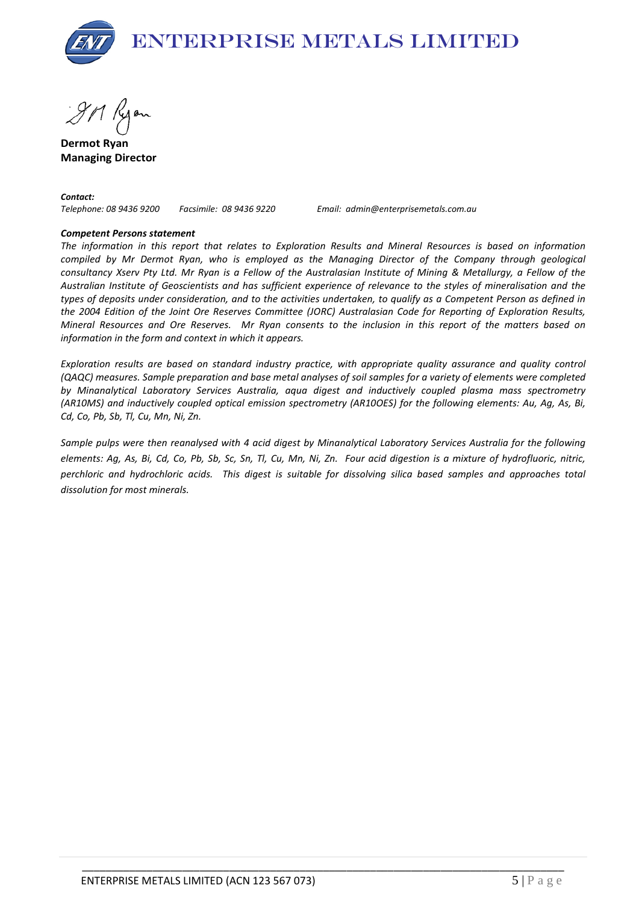**Dermot Ryan**
**Managing Director**

***Contact:***
*Telephone: 08 9436 9200 Facsimile: 08 9436 9220 Email: admin@enterprisemetals.com.au*

***Competent Persons statement***

*The information in this report that relates to Exploration Results and Mineral Resources is based on information compiled by Mr Dermot Ryan, who is employed as the Managing Director of the Company through geological consultancy Xserv Pty Ltd. Mr Ryan is a Fellow of the Australasian Institute of Mining & Metallurgy, a Fellow of the Australian Institute of Geoscientists and has sufficient experience of relevance to the styles of mineralisation and the types of deposits under consideration, and to the activities undertaken, to qualify as a Competent Person as defined in the 2004 Edition of the Joint Ore Reserves Committee (JORC) Australasian Code for Reporting of Exploration Results, Mineral Resources and Ore Reserves. Mr Ryan consents to the inclusion in this report of the matters based on information in the form and context in which it appears.*

*Exploration results are based on standard industry practice, with appropriate quality assurance and quality control (QAQC) measures. Sample preparation and base metal analyses of soil samples for a variety of elements were completed by Minanalytical Laboratory Services Australia, aqua digest and inductively coupled plasma mass spectrometry (AR10MS) and inductively coupled optical emission spectrometry (AR10OES) for the following elements: Au, Ag, As, Bi, Cd, Co, Pb, Sb, Tl, Cu, Mn, Ni, Zn.*

*Sample pulps were then reanalysed with 4 acid digest by Minanalytical Laboratory Services Australia for the following elements: Ag, As, Bi, Cd, Co, Pb, Sb, Sc, Sn, Tl, Cu, Mn, Ni, Zn. Four acid digestion is a mixture of hydrofluoric, nitric, perchloric and hydrochloric acids. This digest is suitable for dissolving silica based samples and approaches total dissolution for most minerals.*